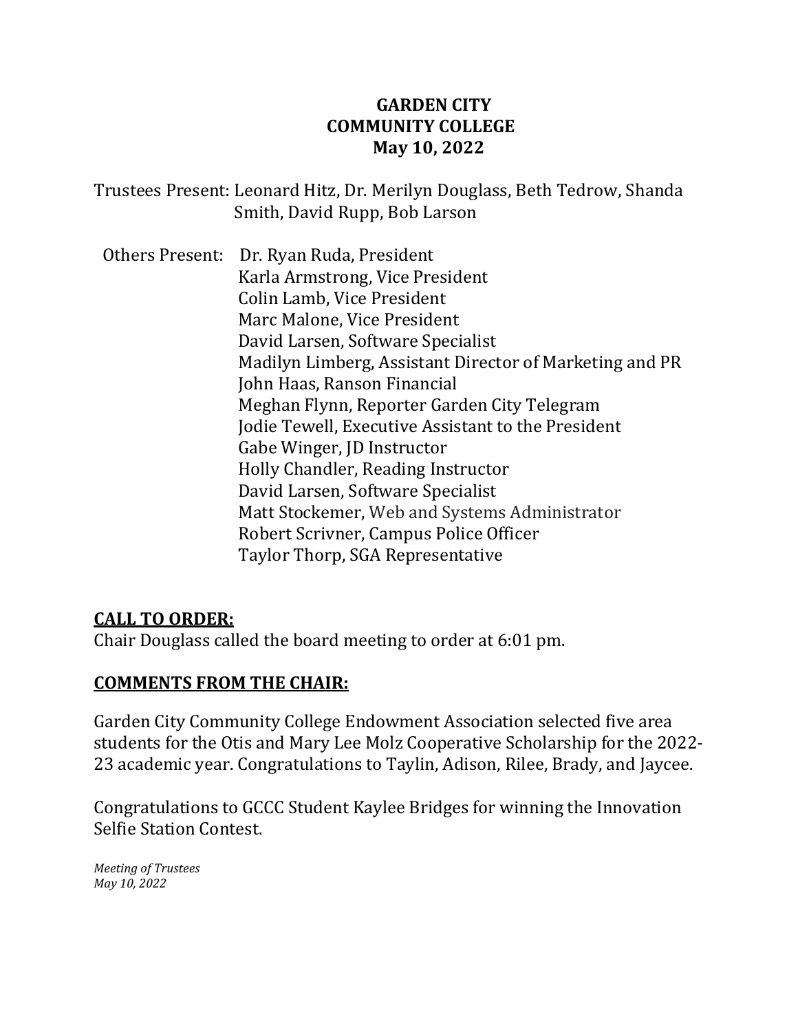**GARDEN CITY**
**COMMUNITY COLLEGE**
**May 10, 2022**

Trustees Present: Leonard Hitz, Dr. Merilyn Douglass, Beth Tedrow, Shanda Smith, David Rupp, Bob Larson

Others Present:
Dr. Ryan Ruda, President
Karla Armstrong, Vice President
Colin Lamb, Vice President
Marc Malone, Vice President
David Larsen, Software Specialist
Madilyn Limberg, Assistant Director of Marketing and PR
John Haas, Ranson Financial
Meghan Flynn, Reporter Garden City Telegram
Jodie Tewell, Executive Assistant to the President
Gabe Winger, JD Instructor
Holly Chandler, Reading Instructor
David Larsen, Software Specialist
Matt Stockemer, Web and Systems Administrator
Robert Scrivner, Campus Police Officer
Taylor Thorp, SGA Representative

## CALL TO ORDER:

Chair Douglass called the board meeting to order at 6:01 pm.

## COMMENTS FROM THE CHAIR:

Garden City Community College Endowment Association selected five area students for the Otis and Mary Lee Molz Cooperative Scholarship for the 2022-23 academic year. Congratulations to Taylin, Adison, Rilee, Brady, and Jaycee.

Congratulations to GCCC Student Kaylee Bridges for winning the Innovation Selfie Station Contest.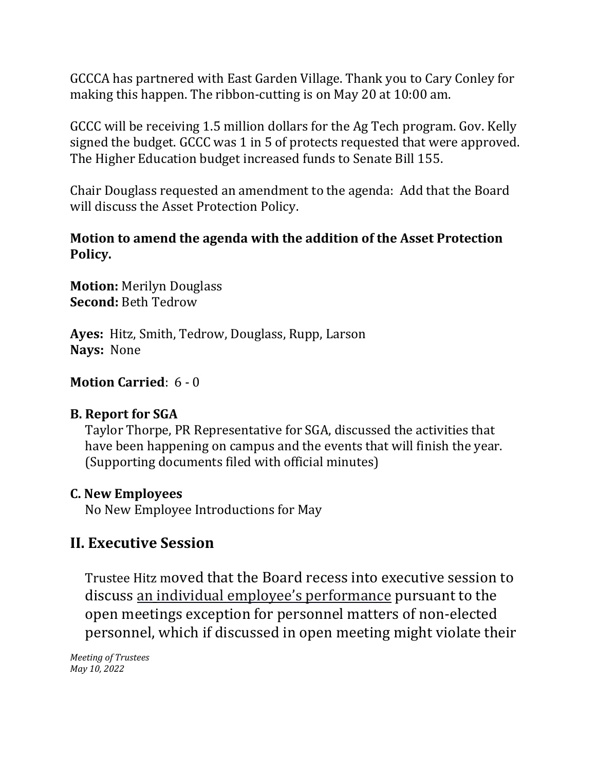GCCCA has partnered with East Garden Village. Thank you to Cary Conley for making this happen. The ribbon-cutting is on May 20 at 10:00 am.

GCCC will be receiving 1.5 million dollars for the Ag Tech program. Gov. Kelly signed the budget. GCCC was 1 in 5 of protects requested that were approved. The Higher Education budget increased funds to Senate Bill 155.

Chair Douglass requested an amendment to the agenda: Add that the Board will discuss the Asset Protection Policy.

**Motion to amend the agenda with the addition of the Asset Protection Policy.**

**Motion:** Merilyn Douglass
**Second:** Beth Tedrow

**Ayes:** Hitz, Smith, Tedrow, Douglass, Rupp, Larson
**Nays:** None

**Motion Carried**: 6 - 0

### B. Report for SGA

Taylor Thorpe, PR Representative for SGA, discussed the activities that have been happening on campus and the events that will finish the year. (Supporting documents filed with official minutes)

### C. New Employees

No New Employee Introductions for May

## II. Executive Session

Trustee Hitz moved that the Board recess into executive session to discuss an individual employee's performance pursuant to the open meetings exception for personnel matters of non-elected personnel, which if discussed in open meeting might violate their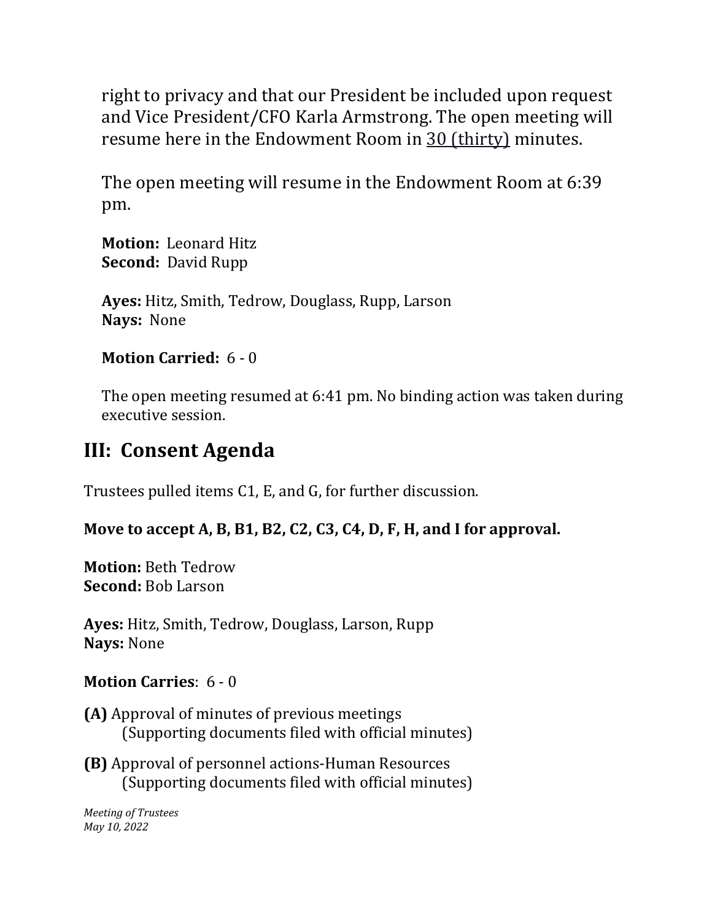right to privacy and that our President be included upon request and Vice President/CFO Karla Armstrong. The open meeting will resume here in the Endowment Room in 30 (thirty) minutes.

The open meeting will resume in the Endowment Room at 6:39 pm.

**Motion:** Leonard Hitz
**Second:** David Rupp

**Ayes:** Hitz, Smith, Tedrow, Douglass, Rupp, Larson
**Nays:** None

**Motion Carried:** 6 - 0

The open meeting resumed at 6:41 pm. No binding action was taken during executive session.

## III: Consent Agenda

Trustees pulled items C1, E, and G, for further discussion.

**Move to accept A, B, B1, B2, C2, C3, C4, D, F, H, and I for approval.**

**Motion:** Beth Tedrow
**Second:** Bob Larson

**Ayes:** Hitz, Smith, Tedrow, Douglass, Larson, Rupp
**Nays:** None

**Motion Carries**: 6 - 0

**(A)** Approval of minutes of previous meetings
(Supporting documents filed with official minutes)

**(B)** Approval of personnel actions-Human Resources
(Supporting documents filed with official minutes)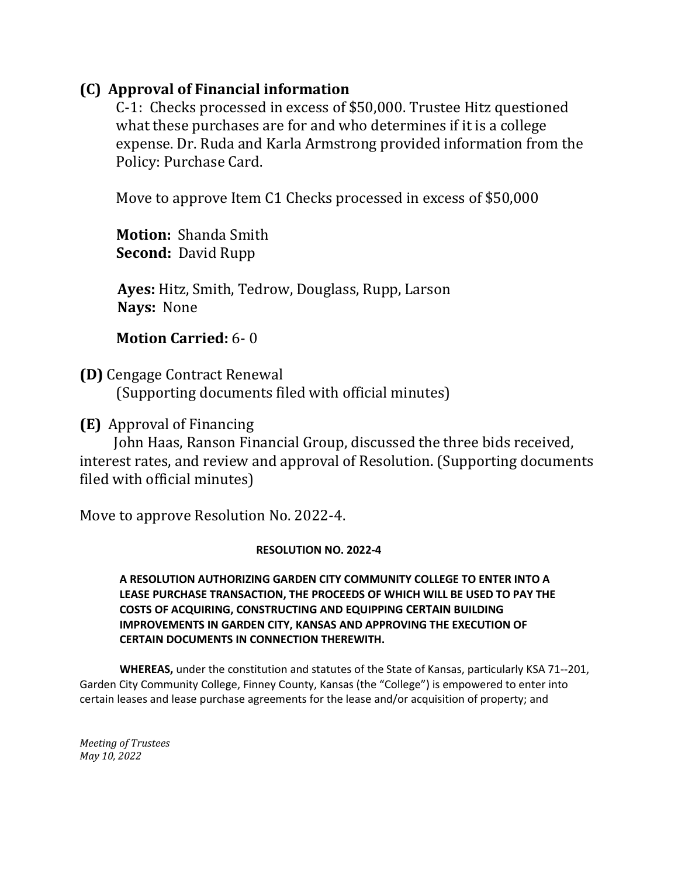## (C) Approval of Financial information

C-1: Checks processed in excess of $50,000. Trustee Hitz questioned what these purchases are for and who determines if it is a college expense. Dr. Ruda and Karla Armstrong provided information from the Policy: Purchase Card.

Move to approve Item C1 Checks processed in excess of $50,000

**Motion:** Shanda Smith
**Second:** David Rupp

**Ayes:** Hitz, Smith, Tedrow, Douglass, Rupp, Larson
**Nays:** None

**Motion Carried:** 6- 0

**(D)** Cengage Contract Renewal
(Supporting documents filed with official minutes)

**(E)** Approval of Financing
John Haas, Ranson Financial Group, discussed the three bids received, interest rates, and review and approval of Resolution. (Supporting documents filed with official minutes)

Move to approve Resolution No. 2022-4.

**RESOLUTION NO. 2022-4**

**A RESOLUTION AUTHORIZING GARDEN CITY COMMUNITY COLLEGE TO ENTER INTO A LEASE PURCHASE TRANSACTION, THE PROCEEDS OF WHICH WILL BE USED TO PAY THE COSTS OF ACQUIRING, CONSTRUCTING AND EQUIPPING CERTAIN BUILDING IMPROVEMENTS IN GARDEN CITY, KANSAS AND APPROVING THE EXECUTION OF CERTAIN DOCUMENTS IN CONNECTION THEREWITH.**

**WHEREAS,** under the constitution and statutes of the State of Kansas, particularly KSA 71--201, Garden City Community College, Finney County, Kansas (the "College") is empowered to enter into certain leases and lease purchase agreements for the lease and/or acquisition of property; and

*Meeting of Trustees*
*May 10, 2022*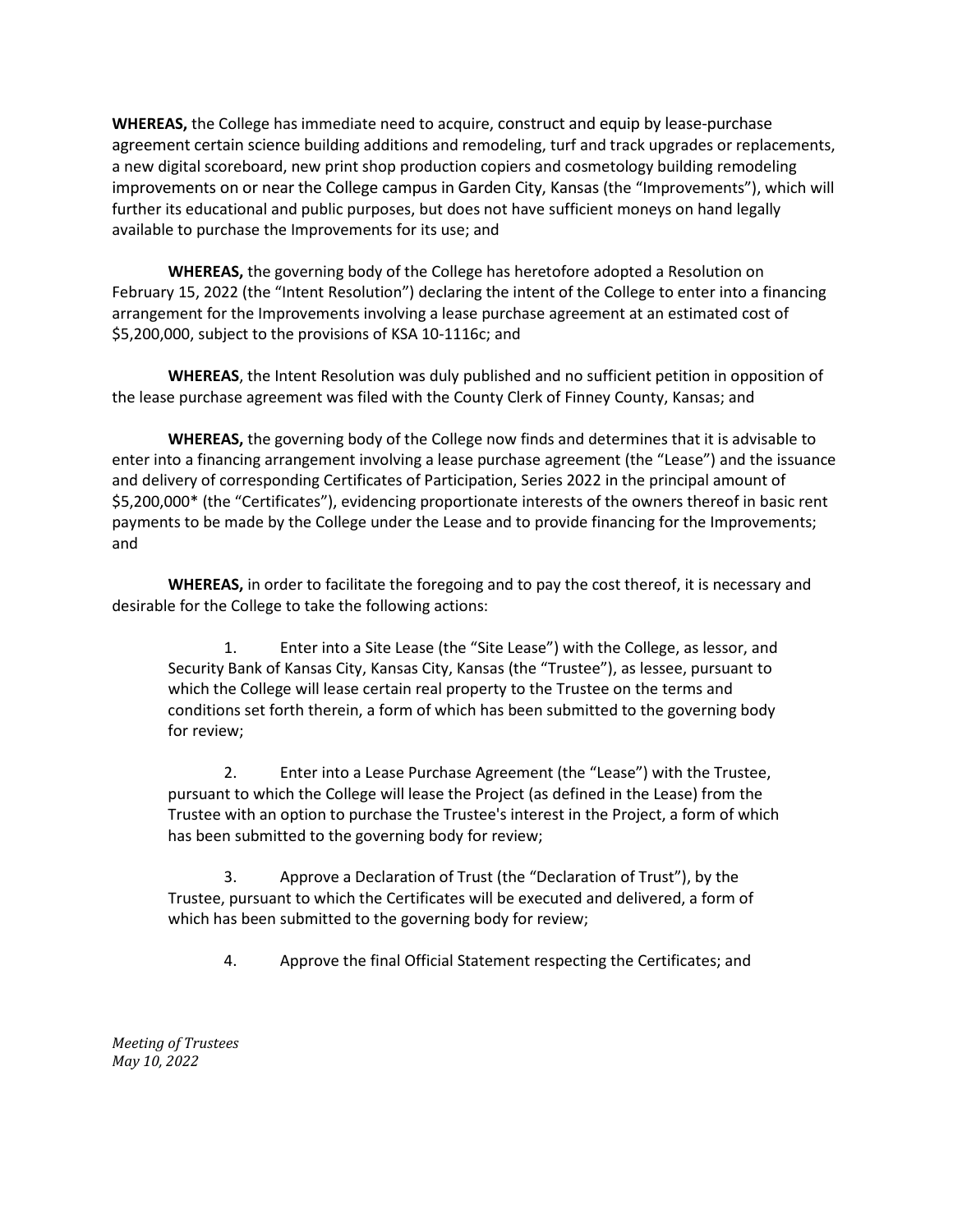**WHEREAS,** the College has immediate need to acquire, construct and equip by lease-purchase agreement certain science building additions and remodeling, turf and track upgrades or replacements, a new digital scoreboard, new print shop production copiers and cosmetology building remodeling improvements on or near the College campus in Garden City, Kansas (the "Improvements"), which will further its educational and public purposes, but does not have sufficient moneys on hand legally available to purchase the Improvements for its use; and

**WHEREAS,** the governing body of the College has heretofore adopted a Resolution on February 15, 2022 (the "Intent Resolution") declaring the intent of the College to enter into a financing arrangement for the Improvements involving a lease purchase agreement at an estimated cost of $5,200,000, subject to the provisions of KSA 10-1116c; and

**WHEREAS**, the Intent Resolution was duly published and no sufficient petition in opposition of the lease purchase agreement was filed with the County Clerk of Finney County, Kansas; and

**WHEREAS,** the governing body of the College now finds and determines that it is advisable to enter into a financing arrangement involving a lease purchase agreement (the "Lease") and the issuance and delivery of corresponding Certificates of Participation, Series 2022 in the principal amount of $5,200,000* (the "Certificates"), evidencing proportionate interests of the owners thereof in basic rent payments to be made by the College under the Lease and to provide financing for the Improvements; and

**WHEREAS,** in order to facilitate the foregoing and to pay the cost thereof, it is necessary and desirable for the College to take the following actions:

1. Enter into a Site Lease (the "Site Lease") with the College, as lessor, and Security Bank of Kansas City, Kansas City, Kansas (the "Trustee"), as lessee, pursuant to which the College will lease certain real property to the Trustee on the terms and conditions set forth therein, a form of which has been submitted to the governing body for review;

2. Enter into a Lease Purchase Agreement (the "Lease") with the Trustee, pursuant to which the College will lease the Project (as defined in the Lease) from the Trustee with an option to purchase the Trustee's interest in the Project, a form of which has been submitted to the governing body for review;

3. Approve a Declaration of Trust (the "Declaration of Trust"), by the Trustee, pursuant to which the Certificates will be executed and delivered, a form of which has been submitted to the governing body for review;

4. Approve the final Official Statement respecting the Certificates; and

*Meeting of Trustees*
*May 10, 2022*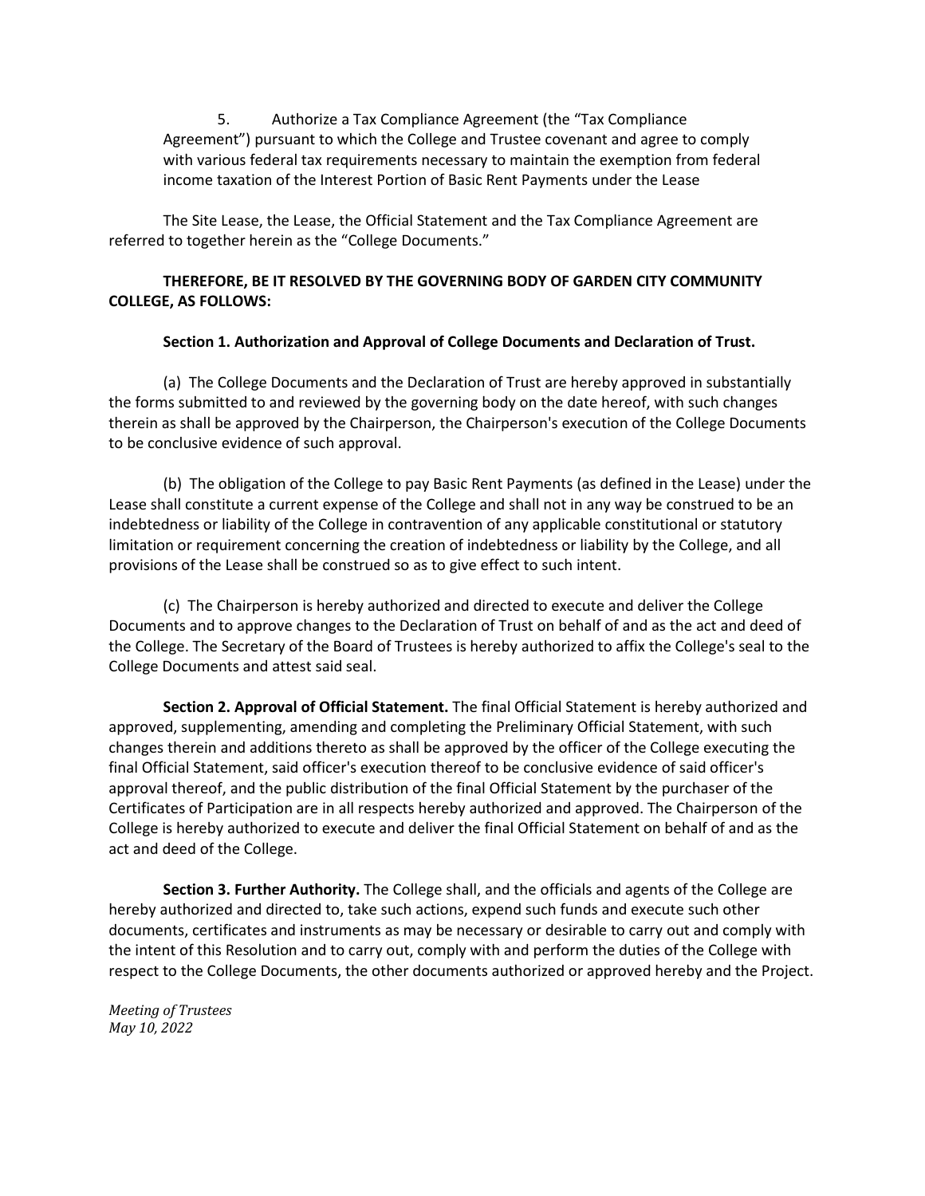5. Authorize a Tax Compliance Agreement (the “Tax Compliance Agreement”) pursuant to which the College and Trustee covenant and agree to comply with various federal tax requirements necessary to maintain the exemption from federal income taxation of the Interest Portion of Basic Rent Payments under the Lease

The Site Lease, the Lease, the Official Statement and the Tax Compliance Agreement are referred to together herein as the “College Documents.”

**THEREFORE, BE IT RESOLVED BY THE GOVERNING BODY OF GARDEN CITY COMMUNITY COLLEGE, AS FOLLOWS:**

**Section 1. Authorization and Approval of College Documents and Declaration of Trust.**

(a) The College Documents and the Declaration of Trust are hereby approved in substantially the forms submitted to and reviewed by the governing body on the date hereof, with such changes therein as shall be approved by the Chairperson, the Chairperson's execution of the College Documents to be conclusive evidence of such approval.

(b) The obligation of the College to pay Basic Rent Payments (as defined in the Lease) under the Lease shall constitute a current expense of the College and shall not in any way be construed to be an indebtedness or liability of the College in contravention of any applicable constitutional or statutory limitation or requirement concerning the creation of indebtedness or liability by the College, and all provisions of the Lease shall be construed so as to give effect to such intent.

(c) The Chairperson is hereby authorized and directed to execute and deliver the College Documents and to approve changes to the Declaration of Trust on behalf of and as the act and deed of the College. The Secretary of the Board of Trustees is hereby authorized to affix the College's seal to the College Documents and attest said seal.

**Section 2. Approval of Official Statement.** The final Official Statement is hereby authorized and approved, supplementing, amending and completing the Preliminary Official Statement, with such changes therein and additions thereto as shall be approved by the officer of the College executing the final Official Statement, said officer's execution thereof to be conclusive evidence of said officer's approval thereof, and the public distribution of the final Official Statement by the purchaser of the Certificates of Participation are in all respects hereby authorized and approved. The Chairperson of the College is hereby authorized to execute and deliver the final Official Statement on behalf of and as the act and deed of the College.

**Section 3. Further Authority.** The College shall, and the officials and agents of the College are hereby authorized and directed to, take such actions, expend such funds and execute such other documents, certificates and instruments as may be necessary or desirable to carry out and comply with the intent of this Resolution and to carry out, comply with and perform the duties of the College with respect to the College Documents, the other documents authorized or approved hereby and the Project.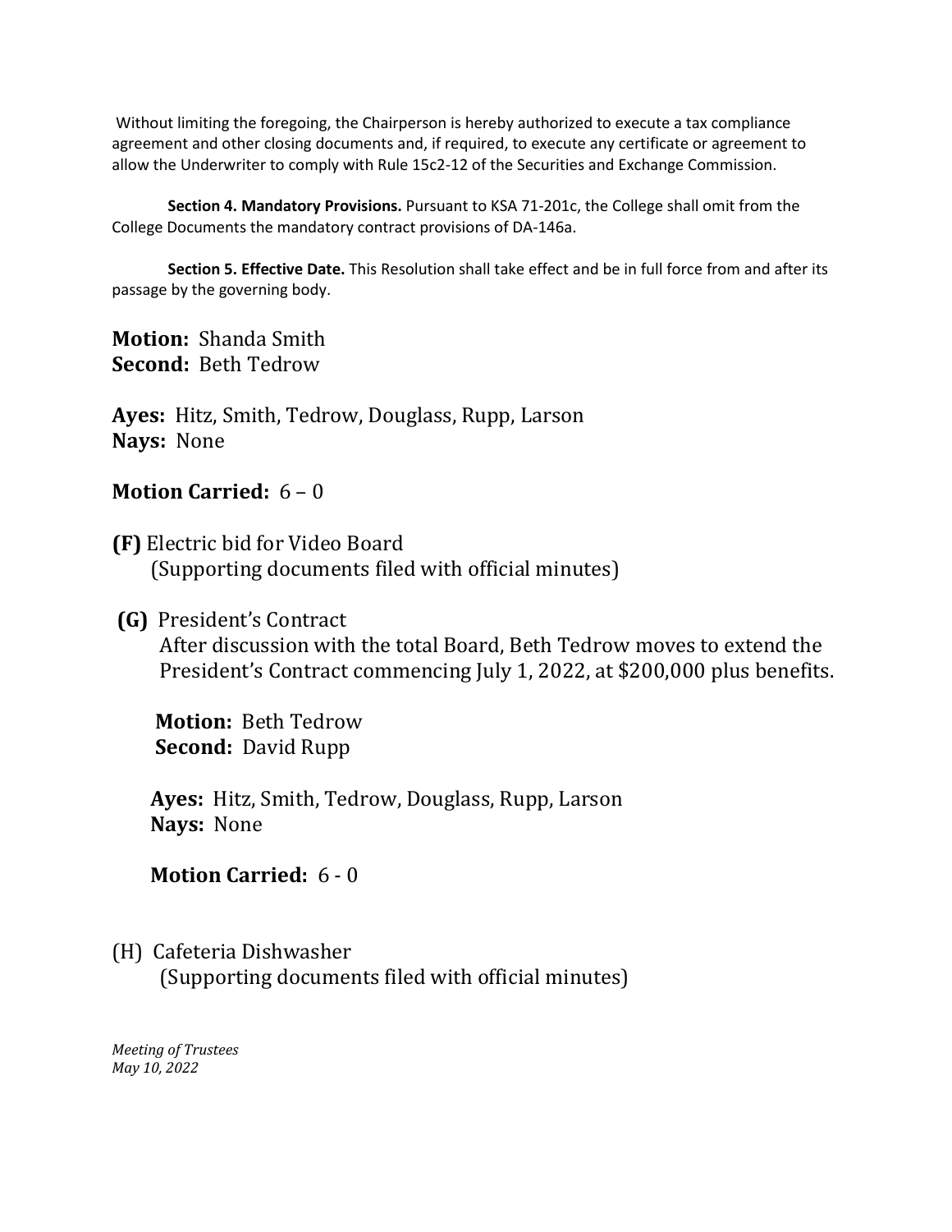Without limiting the foregoing, the Chairperson is hereby authorized to execute a tax compliance agreement and other closing documents and, if required, to execute any certificate or agreement to allow the Underwriter to comply with Rule 15c2-12 of the Securities and Exchange Commission.

**Section 4. Mandatory Provisions.** Pursuant to KSA 71-201c, the College shall omit from the College Documents the mandatory contract provisions of DA-146a.

**Section 5. Effective Date.** This Resolution shall take effect and be in full force from and after its passage by the governing body.

**Motion:** Shanda Smith
**Second:** Beth Tedrow

**Ayes:** Hitz, Smith, Tedrow, Douglass, Rupp, Larson
**Nays:** None

**Motion Carried:** 6 – 0

**(F)** Electric bid for Video Board
(Supporting documents filed with official minutes)

**(G)** President's Contract
After discussion with the total Board, Beth Tedrow moves to extend the President's Contract commencing July 1, 2022, at $200,000 plus benefits.

**Motion:** Beth Tedrow
**Second:** David Rupp

**Ayes:** Hitz, Smith, Tedrow, Douglass, Rupp, Larson
**Nays:** None

**Motion Carried:** 6 - 0

(H) Cafeteria Dishwasher
(Supporting documents filed with official minutes)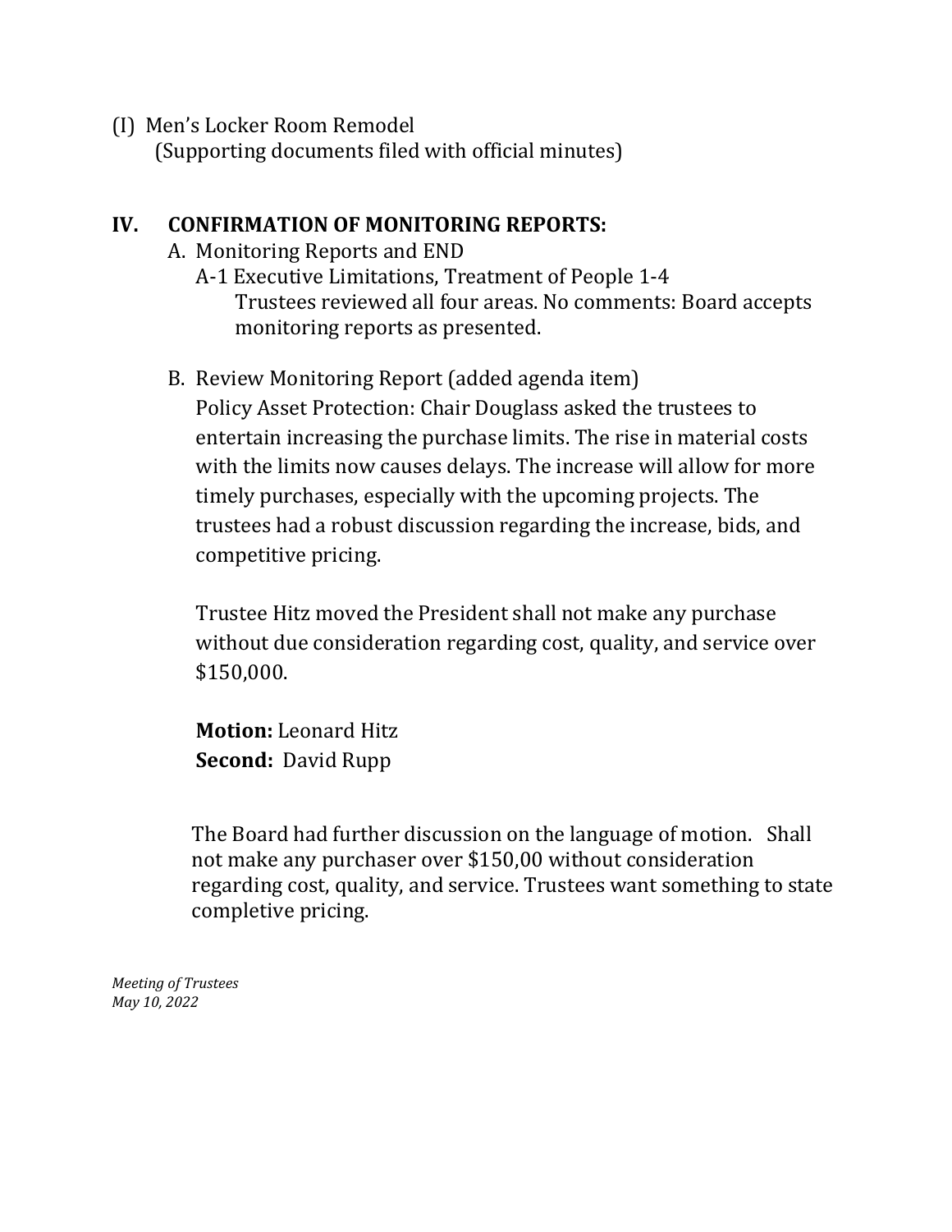(I) Men's Locker Room Remodel
(Supporting documents filed with official minutes)

## IV. CONFIRMATION OF MONITORING REPORTS:

A. Monitoring Reports and END

A-1 Executive Limitations, Treatment of People 1-4

Trustees reviewed all four areas. No comments: Board accepts monitoring reports as presented.

B. Review Monitoring Report (added agenda item)

Policy Asset Protection: Chair Douglass asked the trustees to entertain increasing the purchase limits. The rise in material costs with the limits now causes delays. The increase will allow for more timely purchases, especially with the upcoming projects. The trustees had a robust discussion regarding the increase, bids, and competitive pricing.

Trustee Hitz moved the President shall not make any purchase without due consideration regarding cost, quality, and service over $150,000.

**Motion:** Leonard Hitz
**Second:** David Rupp

The Board had further discussion on the language of motion. Shall not make any purchaser over $150,00 without consideration regarding cost, quality, and service. Trustees want something to state completive pricing.

*Meeting of Trustees*
*May 10, 2022*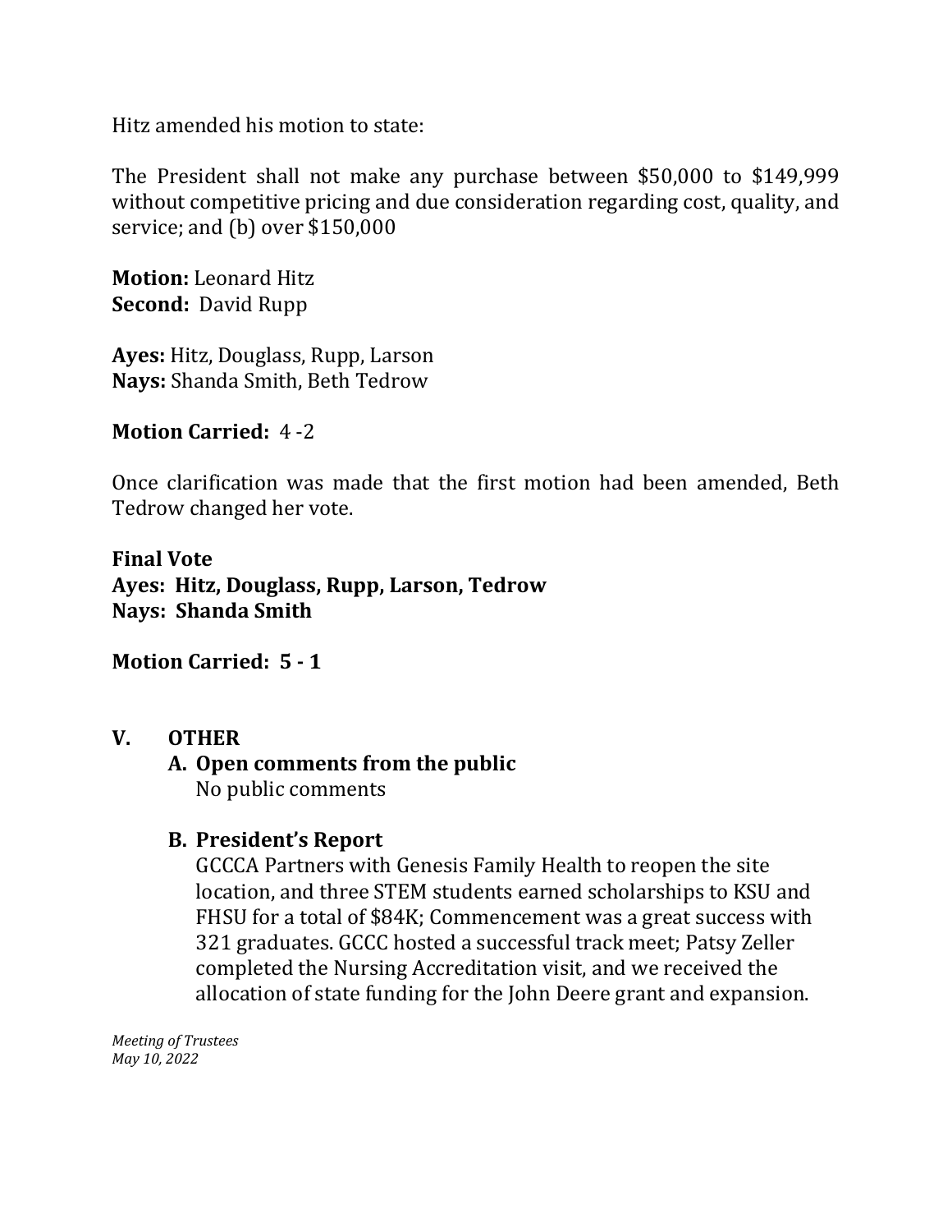Hitz amended his motion to state:

The President shall not make any purchase between $50,000 to $149,999 without competitive pricing and due consideration regarding cost, quality, and service; and (b) over $150,000

**Motion:** Leonard Hitz  
**Second:** David Rupp

**Ayes:** Hitz, Douglass, Rupp, Larson  
**Nays:** Shanda Smith, Beth Tedrow

**Motion Carried:** 4 -2

Once clarification was made that the first motion had been amended, Beth Tedrow changed her vote.

**Final Vote**  
**Ayes: Hitz, Douglass, Rupp, Larson, Tedrow**  
**Nays: Shanda Smith**

**Motion Carried: 5 - 1**

## V. OTHER

### A. Open comments from the public

No public comments

### B. President's Report

GCCCA Partners with Genesis Family Health to reopen the site location, and three STEM students earned scholarships to KSU and FHSU for a total of $84K; Commencement was a great success with 321 graduates. GCCC hosted a successful track meet; Patsy Zeller completed the Nursing Accreditation visit, and we received the allocation of state funding for the John Deere grant and expansion.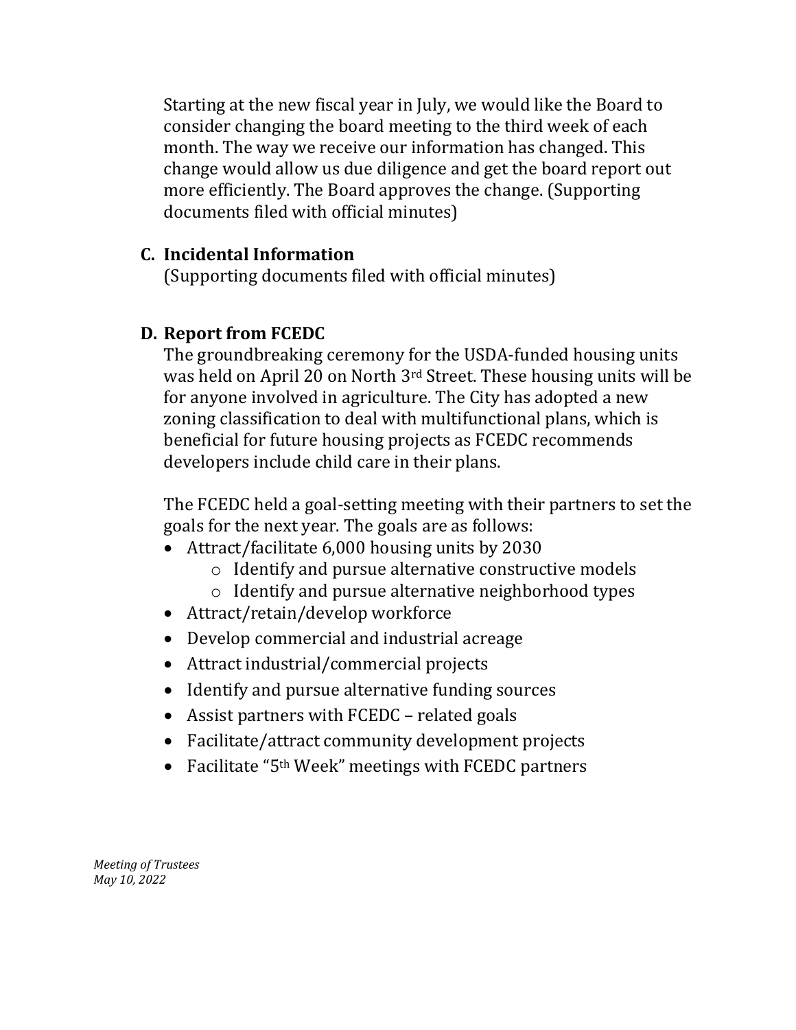Starting at the new fiscal year in July, we would like the Board to consider changing the board meeting to the third week of each month. The way we receive our information has changed. This change would allow us due diligence and get the board report out more efficiently. The Board approves the change. (Supporting documents filed with official minutes)

**C. Incidental Information**

(Supporting documents filed with official minutes)

**D. Report from FCEDC**

The groundbreaking ceremony for the USDA-funded housing units was held on April 20 on North 3rd Street. These housing units will be for anyone involved in agriculture. The City has adopted a new zoning classification to deal with multifunctional plans, which is beneficial for future housing projects as FCEDC recommends developers include child care in their plans.

The FCEDC held a goal-setting meeting with their partners to set the goals for the next year. The goals are as follows:

- Attract/facilitate 6,000 housing units by 2030
  - Identify and pursue alternative constructive models
  - Identify and pursue alternative neighborhood types
- Attract/retain/develop workforce
- Develop commercial and industrial acreage
- Attract industrial/commercial projects
- Identify and pursue alternative funding sources
- Assist partners with FCEDC – related goals
- Facilitate/attract community development projects
- Facilitate "5th Week" meetings with FCEDC partners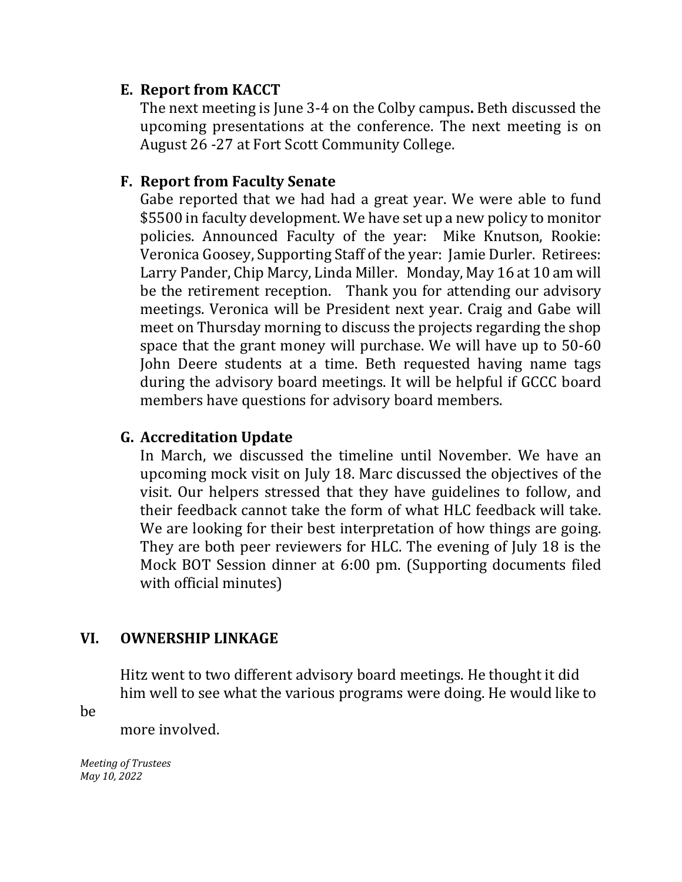**E. Report from KACCT**

The next meeting is June 3-4 on the Colby campus**.** Beth discussed the upcoming presentations at the conference. The next meeting is on August 26 -27 at Fort Scott Community College.

**F. Report from Faculty Senate**

Gabe reported that we had had a great year. We were able to fund $5500 in faculty development. We have set up a new policy to monitor policies. Announced Faculty of the year: Mike Knutson, Rookie: Veronica Goosey, Supporting Staff of the year: Jamie Durler. Retirees: Larry Pander, Chip Marcy, Linda Miller. Monday, May 16 at 10 am will be the retirement reception. Thank you for attending our advisory meetings. Veronica will be President next year. Craig and Gabe will meet on Thursday morning to discuss the projects regarding the shop space that the grant money will purchase. We will have up to 50-60 John Deere students at a time. Beth requested having name tags during the advisory board meetings. It will be helpful if GCCC board members have questions for advisory board members.

**G. Accreditation Update**

In March, we discussed the timeline until November. We have an upcoming mock visit on July 18. Marc discussed the objectives of the visit. Our helpers stressed that they have guidelines to follow, and their feedback cannot take the form of what HLC feedback will take. We are looking for their best interpretation of how things are going. They are both peer reviewers for HLC. The evening of July 18 is the Mock BOT Session dinner at 6:00 pm. (Supporting documents filed with official minutes)

## VI. OWNERSHIP LINKAGE

Hitz went to two different advisory board meetings. He thought it did him well to see what the various programs were doing. He would like to be more involved.

*Meeting of Trustees*
*May 10, 2022*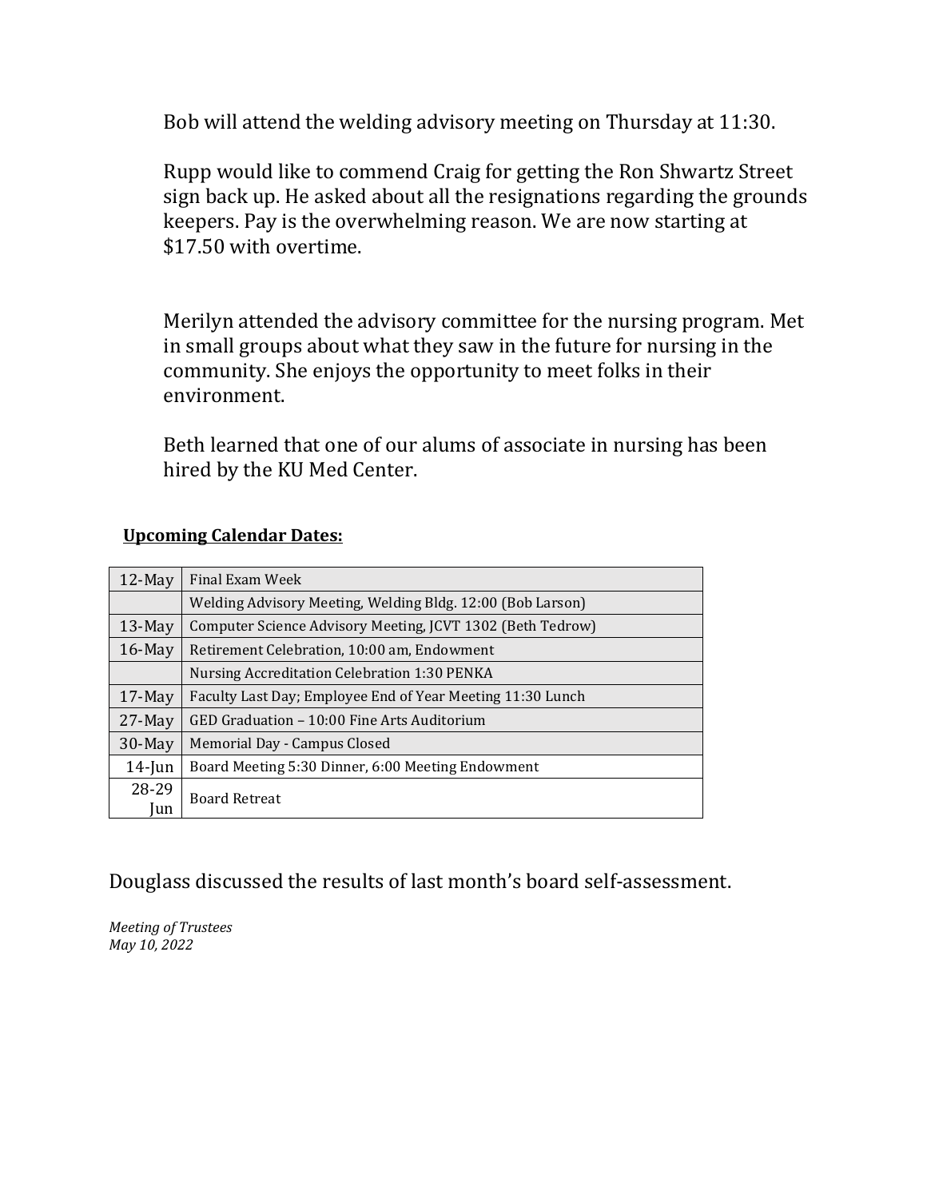Bob will attend the welding advisory meeting on Thursday at 11:30.

Rupp would like to commend Craig for getting the Ron Shwartz Street sign back up. He asked about all the resignations regarding the grounds keepers. Pay is the overwhelming reason. We are now starting at $17.50 with overtime.

Merilyn attended the advisory committee for the nursing program. Met in small groups about what they saw in the future for nursing in the community. She enjoys the opportunity to meet folks in their environment.

Beth learned that one of our alums of associate in nursing has been hired by the KU Med Center.

**Upcoming Calendar Dates:**

| | |
|---|---|
| 12-May | Final Exam Week |
| | Welding Advisory Meeting, Welding Bldg. 12:00 (Bob Larson) |
| 13-May | Computer Science Advisory Meeting, JCVT 1302 (Beth Tedrow) |
| 16-May | Retirement Celebration, 10:00 am, Endowment |
| | Nursing Accreditation Celebration 1:30 PENKA |
| 17-May | Faculty Last Day; Employee End of Year Meeting 11:30 Lunch |
| 27-May | GED Graduation – 10:00 Fine Arts Auditorium |
| 30-May | Memorial Day - Campus Closed |
| 14-Jun | Board Meeting 5:30 Dinner, 6:00 Meeting Endowment |
| 28-29 Jun | Board Retreat |

Douglass discussed the results of last month's board self-assessment.

*Meeting of Trustees*
*May 10, 2022*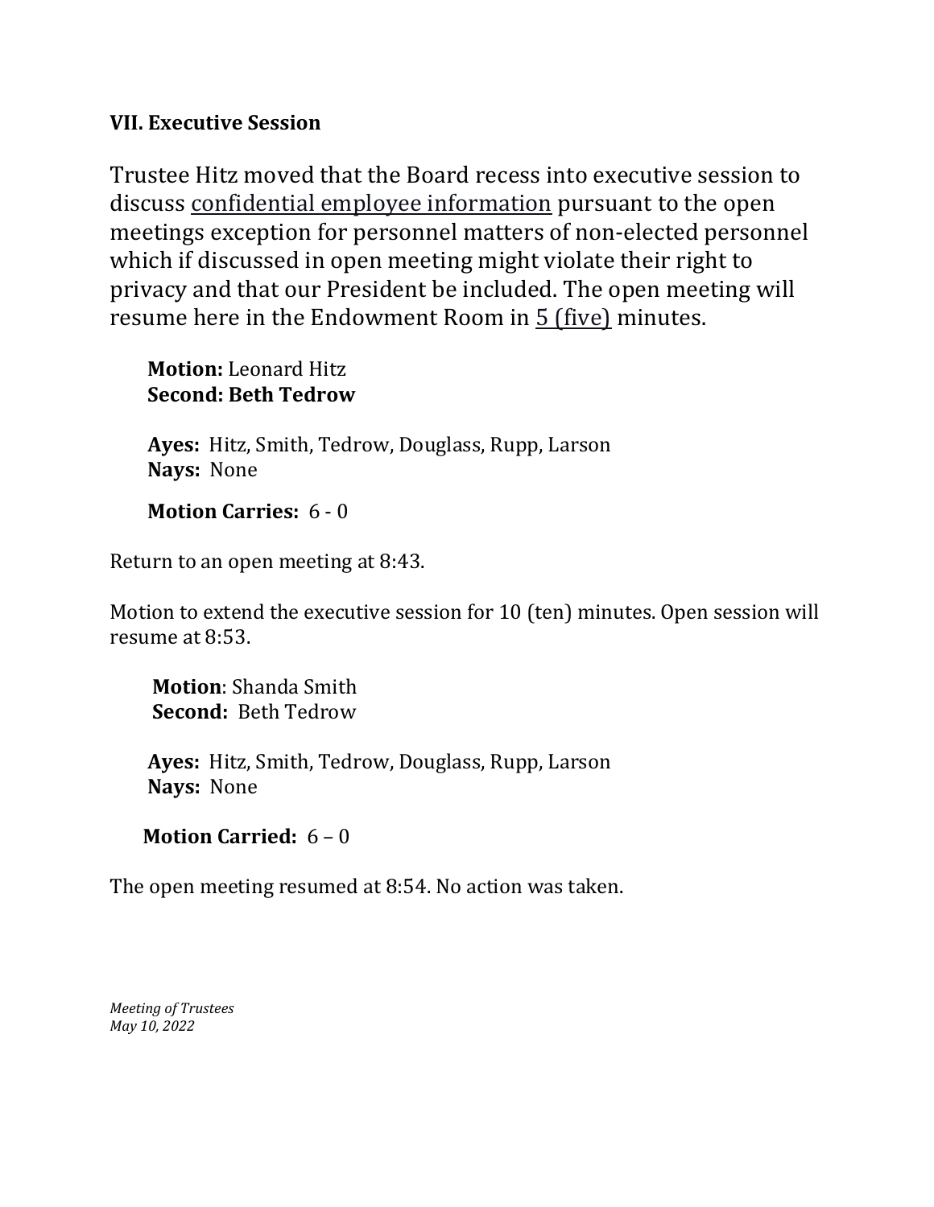### VII. Executive Session

Trustee Hitz moved that the Board recess into executive session to discuss <u>confidential employee information</u> pursuant to the open meetings exception for personnel matters of non-elected personnel which if discussed in open meeting might violate their right to privacy and that our President be included. The open meeting will resume here in the Endowment Room in <u>5 (five)</u> minutes.

**Motion:** Leonard Hitz
**Second: Beth Tedrow**

**Ayes:** Hitz, Smith, Tedrow, Douglass, Rupp, Larson
**Nays:** None

**Motion Carries:** 6 - 0

Return to an open meeting at 8:43.

Motion to extend the executive session for 10 (ten) minutes. Open session will resume at 8:53.

**Motion**: Shanda Smith
**Second:** Beth Tedrow

**Ayes:** Hitz, Smith, Tedrow, Douglass, Rupp, Larson
**Nays:** None

**Motion Carried:** 6 – 0

The open meeting resumed at 8:54. No action was taken.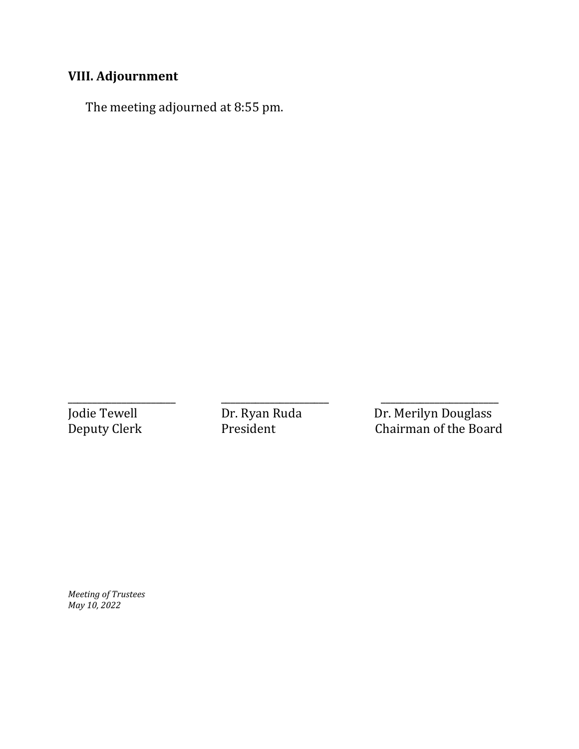## VIII. Adjournment

The meeting adjourned at 8:55 pm.

| | | |
|---|---|---|
| _____________________ | _____________________ | _____________________ |
| Jodie Tewell | Dr. Ryan Ruda | Dr. Merilyn Douglass |
| Deputy Clerk | President | Chairman of the Board |

*Meeting of Trustees*
*May 10, 2022*